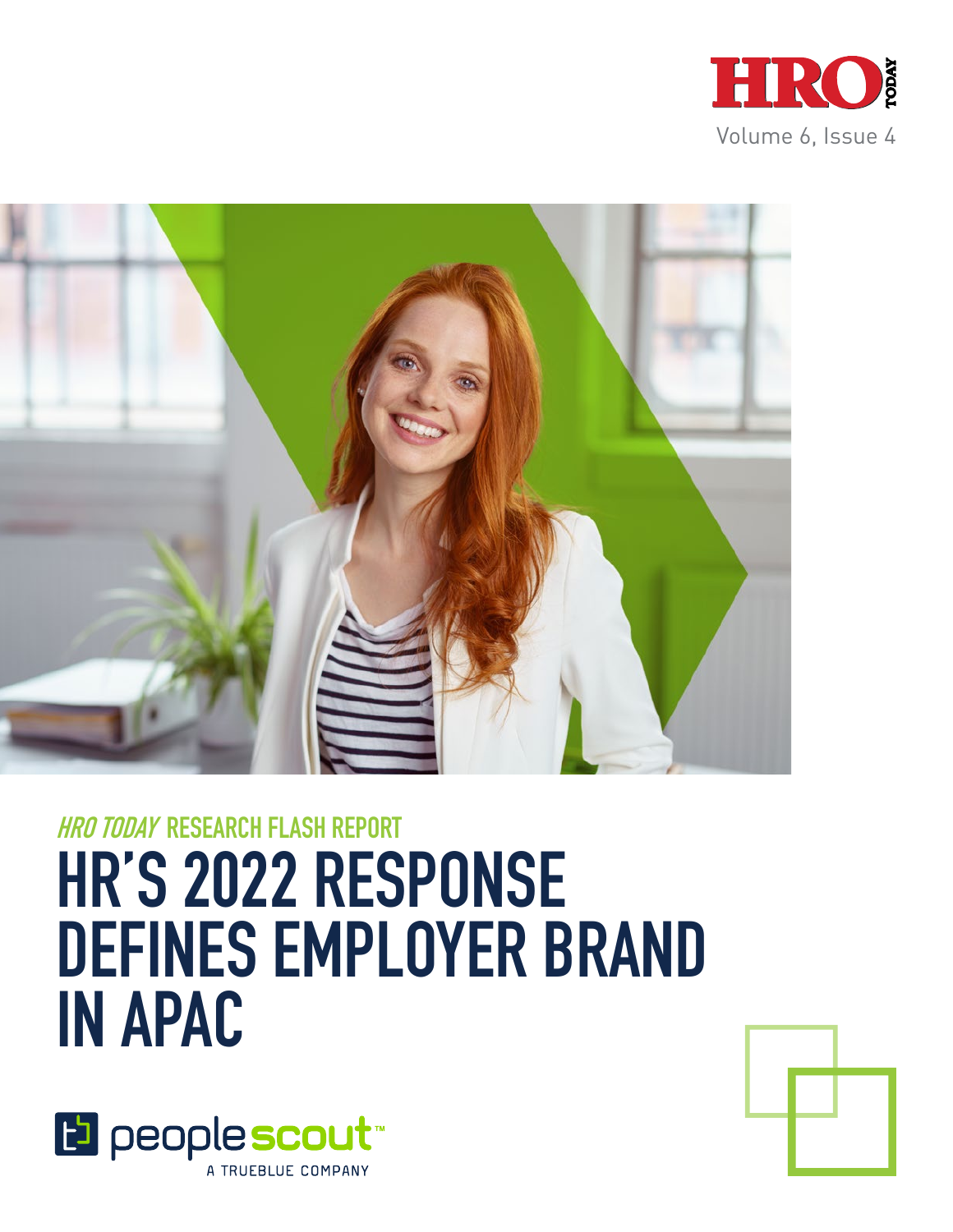HRO TODAY

Volume 6, Issue 4

*HRO TODAY* RESEARCH FLASH REPORT

# HR'S 2022 RESPONSE DEFINES EMPLOYER BRAND IN APAC

peoplescout™

A TRUEBLUE COMPANY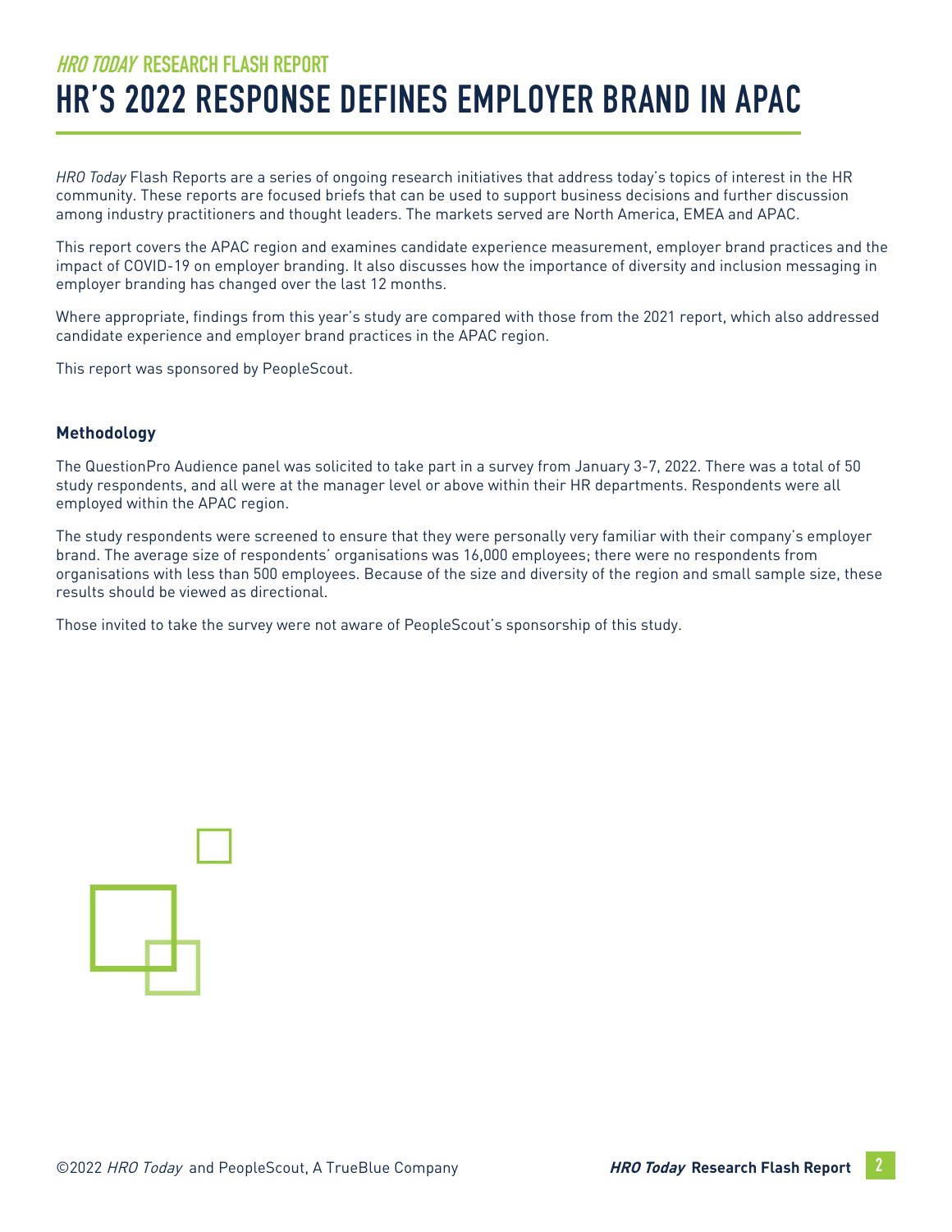*HRO TODAY* RESEARCH FLASH REPORT

# HR'S 2022 RESPONSE DEFINES EMPLOYER BRAND IN APAC

*HRO Today* Flash Reports are a series of ongoing research initiatives that address today's topics of interest in the HR community. These reports are focused briefs that can be used to support business decisions and further discussion among industry practitioners and thought leaders. The markets served are North America, EMEA and APAC.

This report covers the APAC region and examines candidate experience measurement, employer brand practices and the impact of COVID-19 on employer branding. It also discusses how the importance of diversity and inclusion messaging in employer branding has changed over the last 12 months.

Where appropriate, findings from this year's study are compared with those from the 2021 report, which also addressed candidate experience and employer brand practices in the APAC region.

This report was sponsored by PeopleScout.

### Methodology

The QuestionPro Audience panel was solicited to take part in a survey from January 3-7, 2022. There was a total of 50 study respondents, and all were at the manager level or above within their HR departments. Respondents were all employed within the APAC region.

The study respondents were screened to ensure that they were personally very familiar with their company's employer brand. The average size of respondents' organisations was 16,000 employees; there were no respondents from organisations with less than 500 employees. Because of the size and diversity of the region and small sample size, these results should be viewed as directional.

Those invited to take the survey were not aware of PeopleScout's sponsorship of this study.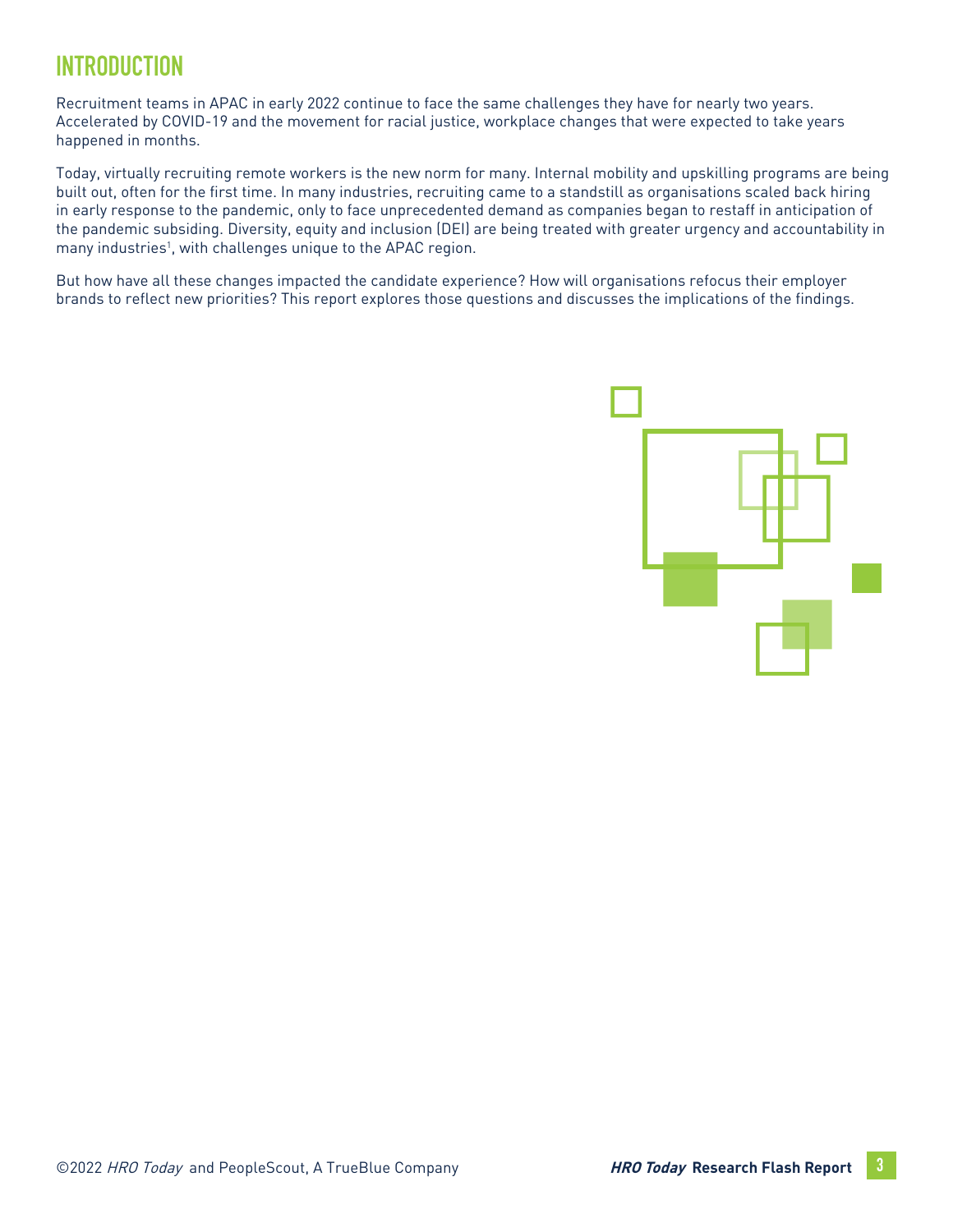# INTRODUCTION

Recruitment teams in APAC in early 2022 continue to face the same challenges they have for nearly two years. Accelerated by COVID-19 and the movement for racial justice, workplace changes that were expected to take years happened in months.

Today, virtually recruiting remote workers is the new norm for many. Internal mobility and upskilling programs are being built out, often for the first time. In many industries, recruiting came to a standstill as organisations scaled back hiring in early response to the pandemic, only to face unprecedented demand as companies began to restaff in anticipation of the pandemic subsiding. Diversity, equity and inclusion (DEI) are being treated with greater urgency and accountability in many industries[1], with challenges unique to the APAC region.

But how have all these changes impacted the candidate experience? How will organisations refocus their employer brands to reflect new priorities? This report explores those questions and discusses the implications of the findings.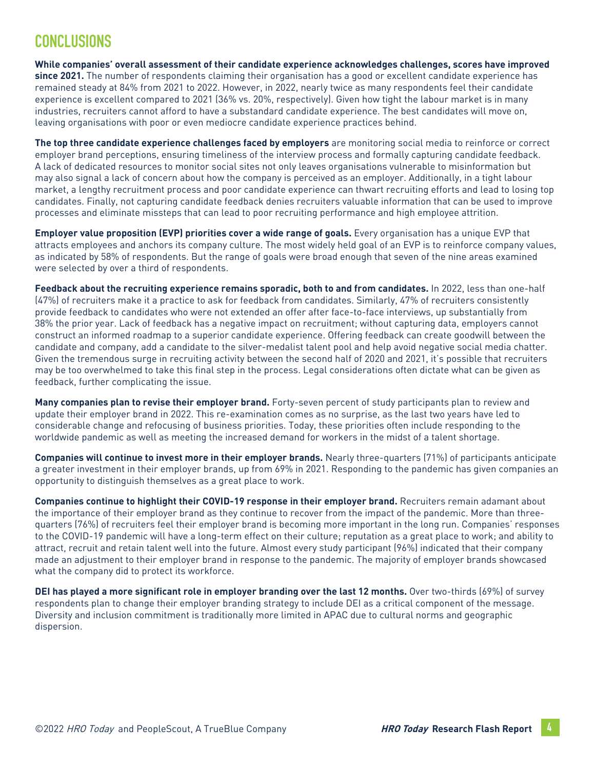# CONCLUSIONS

**While companies' overall assessment of their candidate experience acknowledges challenges, scores have improved since 2021.** The number of respondents claiming their organisation has a good or excellent candidate experience has remained steady at 84% from 2021 to 2022. However, in 2022, nearly twice as many respondents feel their candidate experience is excellent compared to 2021 (36% vs. 20%, respectively). Given how tight the labour market is in many industries, recruiters cannot afford to have a substandard candidate experience. The best candidates will move on, leaving organisations with poor or even mediocre candidate experience practices behind.

**The top three candidate experience challenges faced by employers** are monitoring social media to reinforce or correct employer brand perceptions, ensuring timeliness of the interview process and formally capturing candidate feedback. A lack of dedicated resources to monitor social sites not only leaves organisations vulnerable to misinformation but may also signal a lack of concern about how the company is perceived as an employer. Additionally, in a tight labour market, a lengthy recruitment process and poor candidate experience can thwart recruiting efforts and lead to losing top candidates. Finally, not capturing candidate feedback denies recruiters valuable information that can be used to improve processes and eliminate missteps that can lead to poor recruiting performance and high employee attrition.

**Employer value proposition (EVP) priorities cover a wide range of goals.** Every organisation has a unique EVP that attracts employees and anchors its company culture. The most widely held goal of an EVP is to reinforce company values, as indicated by 58% of respondents. But the range of goals were broad enough that seven of the nine areas examined were selected by over a third of respondents.

**Feedback about the recruiting experience remains sporadic, both to and from candidates.** In 2022, less than one-half (47%) of recruiters make it a practice to ask for feedback from candidates. Similarly, 47% of recruiters consistently provide feedback to candidates who were not extended an offer after face-to-face interviews, up substantially from 38% the prior year. Lack of feedback has a negative impact on recruitment; without capturing data, employers cannot construct an informed roadmap to a superior candidate experience. Offering feedback can create goodwill between the candidate and company, add a candidate to the silver-medalist talent pool and help avoid negative social media chatter. Given the tremendous surge in recruiting activity between the second half of 2020 and 2021, it's possible that recruiters may be too overwhelmed to take this final step in the process. Legal considerations often dictate what can be given as feedback, further complicating the issue.

**Many companies plan to revise their employer brand.** Forty-seven percent of study participants plan to review and update their employer brand in 2022. This re-examination comes as no surprise, as the last two years have led to considerable change and refocusing of business priorities. Today, these priorities often include responding to the worldwide pandemic as well as meeting the increased demand for workers in the midst of a talent shortage.

**Companies will continue to invest more in their employer brands.** Nearly three-quarters (71%) of participants anticipate a greater investment in their employer brands, up from 69% in 2021. Responding to the pandemic has given companies an opportunity to distinguish themselves as a great place to work.

**Companies continue to highlight their COVID-19 response in their employer brand.** Recruiters remain adamant about the importance of their employer brand as they continue to recover from the impact of the pandemic. More than three-quarters (76%) of recruiters feel their employer brand is becoming more important in the long run. Companies' responses to the COVID-19 pandemic will have a long-term effect on their culture; reputation as a great place to work; and ability to attract, recruit and retain talent well into the future. Almost every study participant (96%) indicated that their company made an adjustment to their employer brand in response to the pandemic. The majority of employer brands showcased what the company did to protect its workforce.

**DEI has played a more significant role in employer branding over the last 12 months.** Over two-thirds (69%) of survey respondents plan to change their employer branding strategy to include DEI as a critical component of the message. Diversity and inclusion commitment is traditionally more limited in APAC due to cultural norms and geographic dispersion.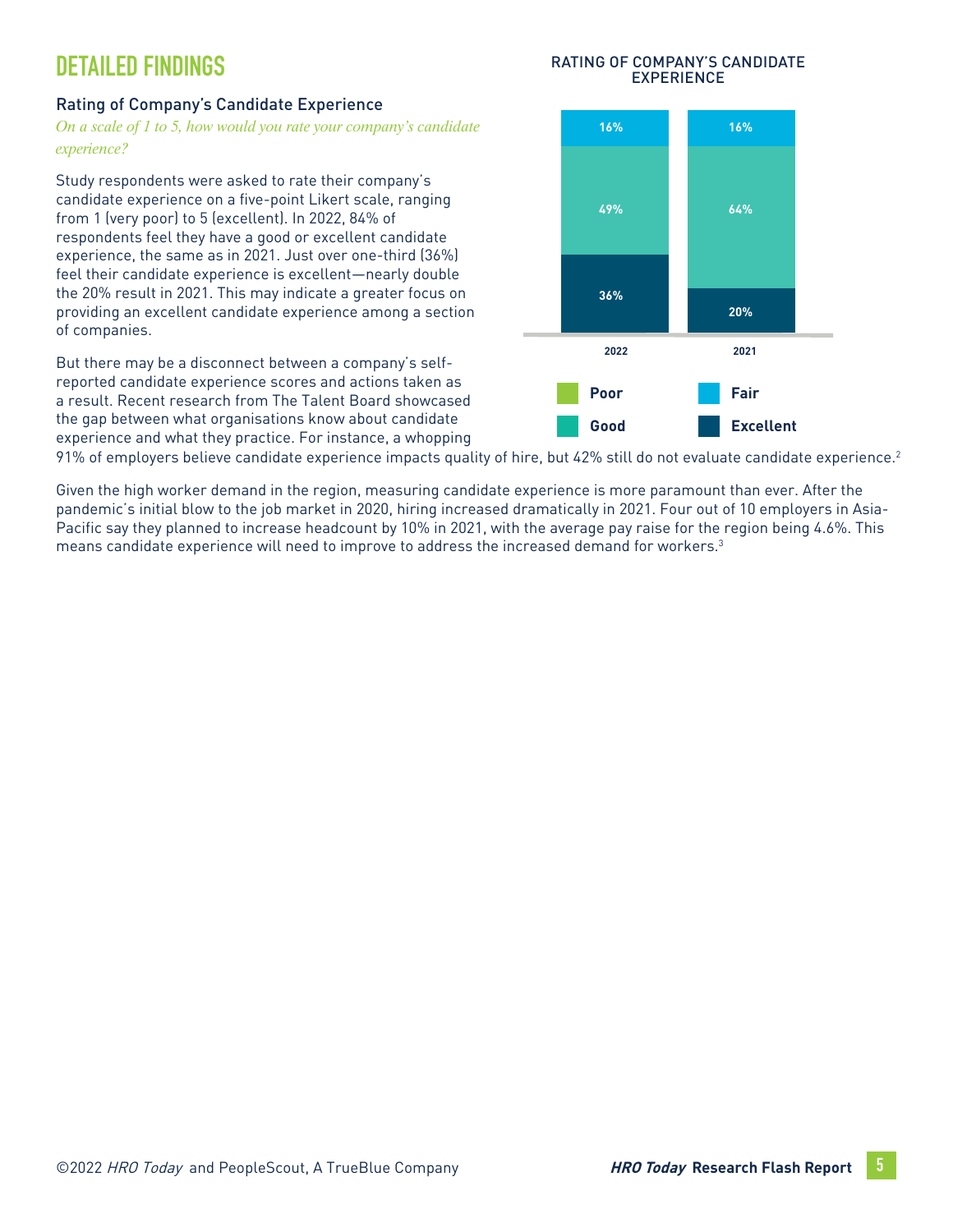# DETAILED FINDINGS

## Rating of Company's Candidate Experience

*On a scale of 1 to 5, how would you rate your company's candidate experience?*

Study respondents were asked to rate their company's candidate experience on a five-point Likert scale, ranging from 1 (very poor) to 5 (excellent). In 2022, 84% of respondents feel they have a good or excellent candidate experience, the same as in 2021. Just over one-third (36%) feel their candidate experience is excellent—nearly double the 20% result in 2021. This may indicate a greater focus on providing an excellent candidate experience among a section of companies.

**RATING OF COMPANY'S CANDIDATE EXPERIENCE**

| Rating | 2022 | 2021 |
|---|---|---|
| Fair | 16% | 16% |
| Good | 49% | 64% |
| Excellent | 36% | 20% |

Legend: Poor, Fair, Good, Excellent

But there may be a disconnect between a company's self-reported candidate experience scores and actions taken as a result. Recent research from The Talent Board showcased the gap between what organisations know about candidate experience and what they practice. For instance, a whopping 91% of employers believe candidate experience impacts quality of hire, but 42% still do not evaluate candidate experience.[2]

Given the high worker demand in the region, measuring candidate experience is more paramount than ever. After the pandemic's initial blow to the job market in 2020, hiring increased dramatically in 2021. Four out of 10 employers in Asia-Pacific say they planned to increase headcount by 10% in 2021, with the average pay raise for the region being 4.6%. This means candidate experience will need to improve to address the increased demand for workers.[3]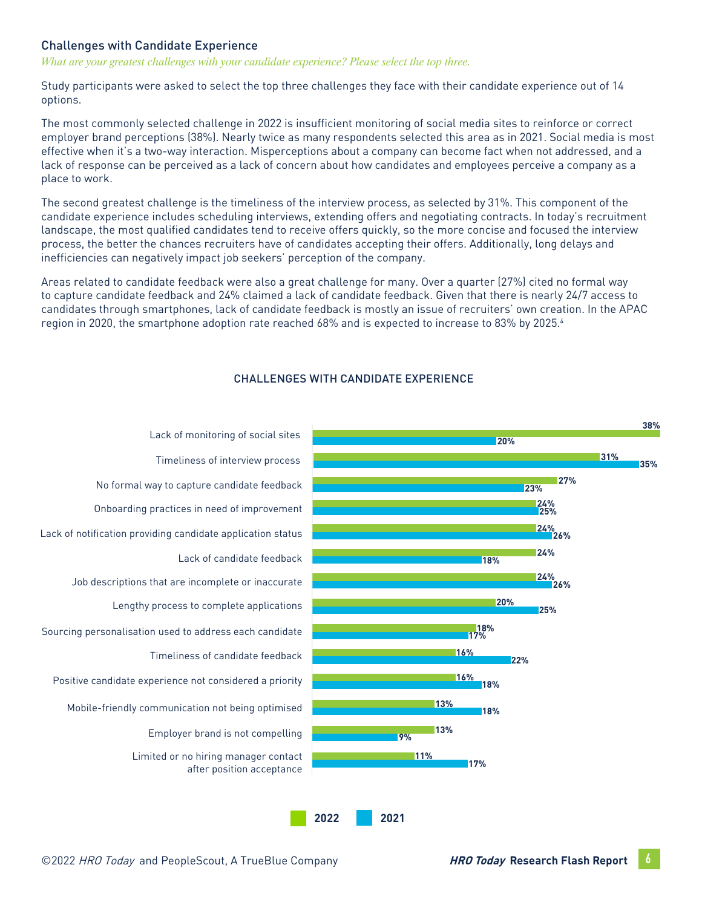## Challenges with Candidate Experience

*What are your greatest challenges with your candidate experience? Please select the top three.*

Study participants were asked to select the top three challenges they face with their candidate experience out of 14 options.

The most commonly selected challenge in 2022 is insufficient monitoring of social media sites to reinforce or correct employer brand perceptions (38%). Nearly twice as many respondents selected this area as in 2021. Social media is most effective when it's a two-way interaction. Misperceptions about a company can become fact when not addressed, and a lack of response can be perceived as a lack of concern about how candidates and employees perceive a company as a place to work.

The second greatest challenge is the timeliness of the interview process, as selected by 31%. This component of the candidate experience includes scheduling interviews, extending offers and negotiating contracts. In today's recruitment landscape, the most qualified candidates tend to receive offers quickly, so the more concise and focused the interview process, the better the chances recruiters have of candidates accepting their offers. Additionally, long delays and inefficiencies can negatively impact job seekers' perception of the company.

Areas related to candidate feedback were also a great challenge for many. Over a quarter (27%) cited no formal way to capture candidate feedback and 24% claimed a lack of candidate feedback. Given that there is nearly 24/7 access to candidates through smartphones, lack of candidate feedback is mostly an issue of recruiters' own creation. In the APAC region in 2020, the smartphone adoption rate reached 68% and is expected to increase to 83% by 2025.[4]

### CHALLENGES WITH CANDIDATE EXPERIENCE

| Challenge | 2022 | 2021 |
|---|---|---|
| Lack of monitoring of social sites | 38% | 20% |
| Timeliness of interview process | 31% | 35% |
| No formal way to capture candidate feedback | 27% | 23% |
| Onboarding practices in need of improvement | 24% | 25% |
| Lack of notification providing candidate application status | 24% | 26% |
| Lack of candidate feedback | 24% | 18% |
| Job descriptions that are incomplete or inaccurate | 24% | 26% |
| Lengthy process to complete applications | 20% | 25% |
| Sourcing personalisation used to address each candidate | 18% | 17% |
| Timeliness of candidate feedback | 16% | 22% |
| Positive candidate experience not considered a priority | 16% | 18% |
| Mobile-friendly communication not being optimised | 13% | 18% |
| Employer brand is not compelling | 13% | 9% |
| Limited or no hiring manager contact after position acceptance | 11% | 17% |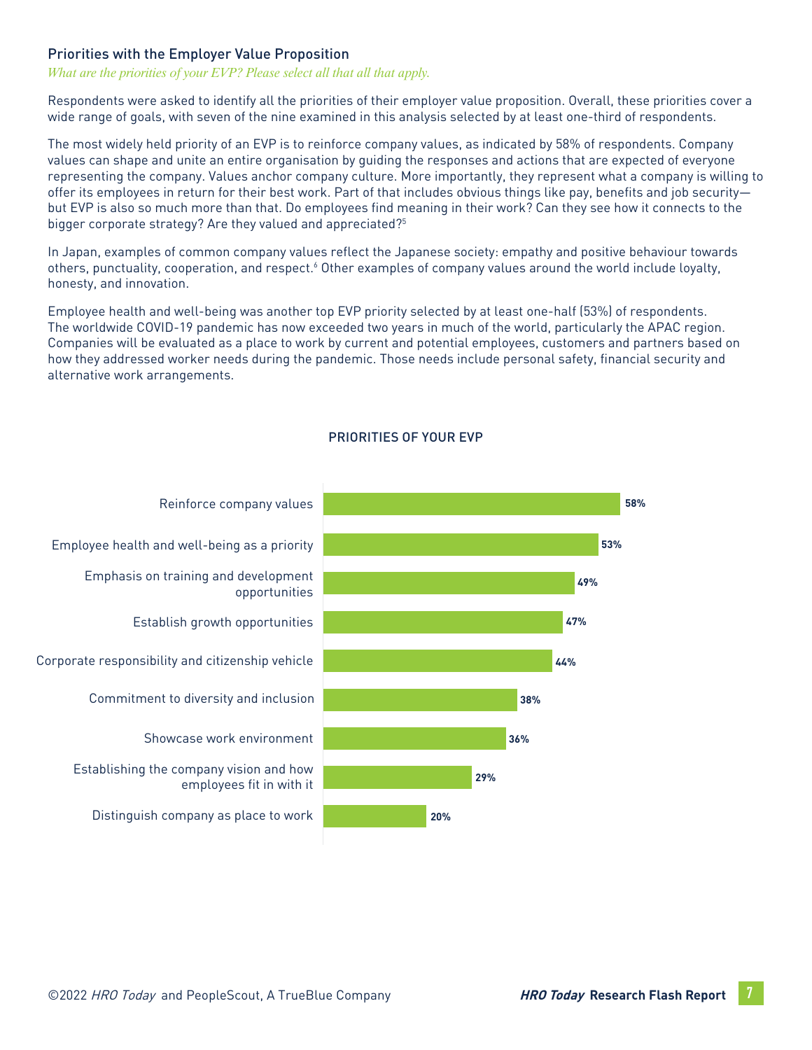## Priorities with the Employer Value Proposition

*What are the priorities of your EVP? Please select all that all that apply.*

Respondents were asked to identify all the priorities of their employer value proposition. Overall, these priorities cover a wide range of goals, with seven of the nine examined in this analysis selected by at least one-third of respondents.

The most widely held priority of an EVP is to reinforce company values, as indicated by 58% of respondents. Company values can shape and unite an entire organisation by guiding the responses and actions that are expected of everyone representing the company. Values anchor company culture. More importantly, they represent what a company is willing to offer its employees in return for their best work. Part of that includes obvious things like pay, benefits and job security—but EVP is also so much more than that. Do employees find meaning in their work? Can they see how it connects to the bigger corporate strategy? Are they valued and appreciated?[5]

In Japan, examples of common company values reflect the Japanese society: empathy and positive behaviour towards others, punctuality, cooperation, and respect.[6] Other examples of company values around the world include loyalty, honesty, and innovation.

Employee health and well-being was another top EVP priority selected by at least one-half (53%) of respondents. The worldwide COVID-19 pandemic has now exceeded two years in much of the world, particularly the APAC region. Companies will be evaluated as a place to work by current and potential employees, customers and partners based on how they addressed worker needs during the pandemic. Those needs include personal safety, financial security and alternative work arrangements.

### PRIORITIES OF YOUR EVP

| Priority | % |
|---|---|
| Reinforce company values | 58% |
| Employee health and well-being as a priority | 53% |
| Emphasis on training and development opportunities | 49% |
| Establish growth opportunities | 47% |
| Corporate responsibility and citizenship vehicle | 44% |
| Commitment to diversity and inclusion | 38% |
| Showcase work environment | 36% |
| Establishing the company vision and how employees fit in with it | 29% |
| Distinguish company as place to work | 20% |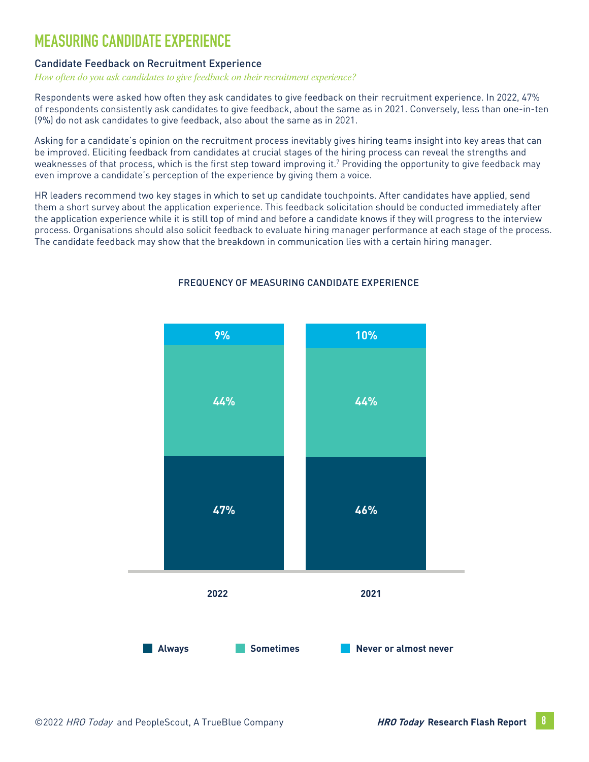# MEASURING CANDIDATE EXPERIENCE

## Candidate Feedback on Recruitment Experience

*How often do you ask candidates to give feedback on their recruitment experience?*

Respondents were asked how often they ask candidates to give feedback on their recruitment experience. In 2022, 47% of respondents consistently ask candidates to give feedback, about the same as in 2021. Conversely, less than one-in-ten (9%) do not ask candidates to give feedback, also about the same as in 2021.

Asking for a candidate's opinion on the recruitment process inevitably gives hiring teams insight into key areas that can be improved. Eliciting feedback from candidates at crucial stages of the hiring process can reveal the strengths and weaknesses of that process, which is the first step toward improving it.[7] Providing the opportunity to give feedback may even improve a candidate's perception of the experience by giving them a voice.

HR leaders recommend two key stages in which to set up candidate touchpoints. After candidates have applied, send them a short survey about the application experience. This feedback solicitation should be conducted immediately after the application experience while it is still top of mind and before a candidate knows if they will progress to the interview process. Organisations should also solicit feedback to evaluate hiring manager performance at each stage of the process. The candidate feedback may show that the breakdown in communication lies with a certain hiring manager.

FREQUENCY OF MEASURING CANDIDATE EXPERIENCE

| | 2022 | 2021 |
|---|---|---|
| Always | 47% | 46% |
| Sometimes | 44% | 44% |
| Never or almost never | 9% | 10% |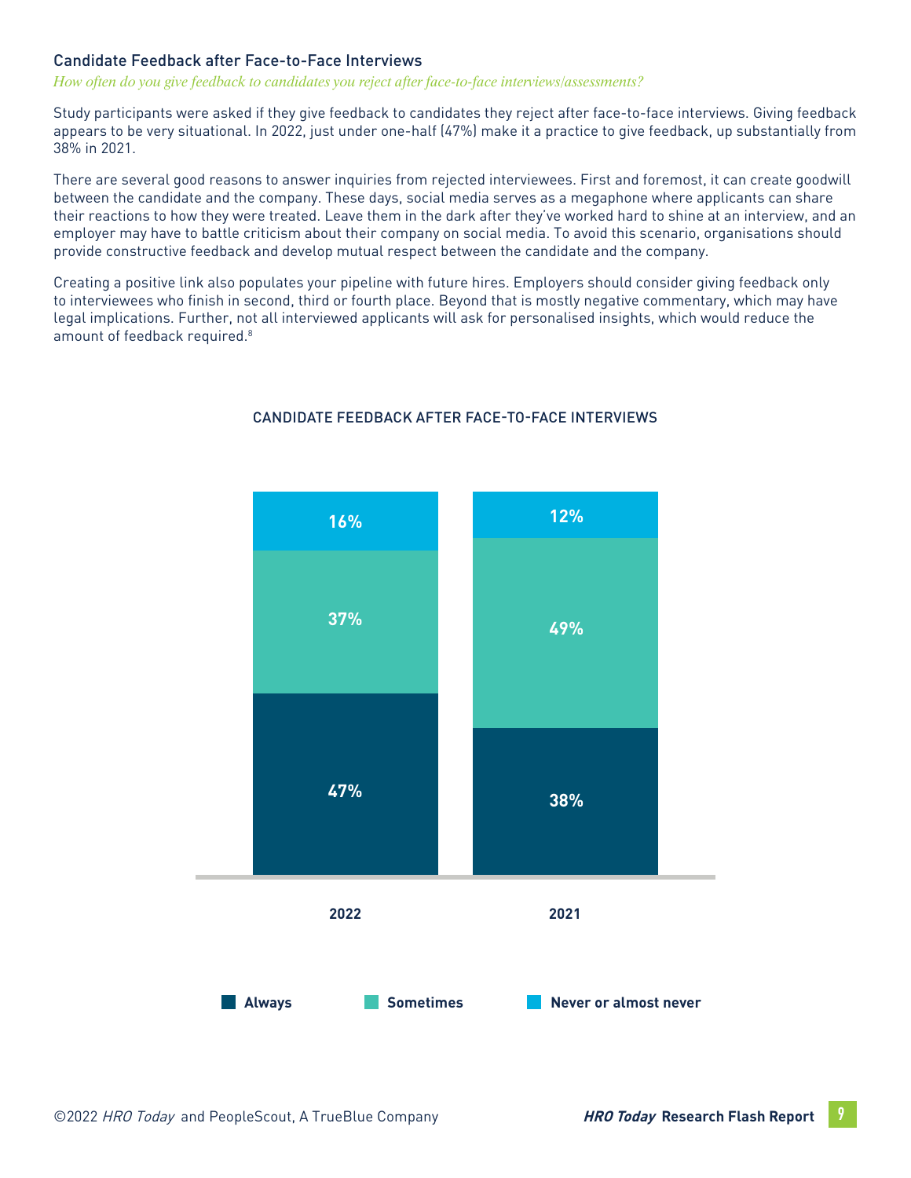## Candidate Feedback after Face-to-Face Interviews

*How often do you give feedback to candidates you reject after face-to-face interviews/assessments?*

Study participants were asked if they give feedback to candidates they reject after face-to-face interviews. Giving feedback appears to be very situational. In 2022, just under one-half (47%) make it a practice to give feedback, up substantially from 38% in 2021.

There are several good reasons to answer inquiries from rejected interviewees. First and foremost, it can create goodwill between the candidate and the company. These days, social media serves as a megaphone where applicants can share their reactions to how they were treated. Leave them in the dark after they've worked hard to shine at an interview, and an employer may have to battle criticism about their company on social media. To avoid this scenario, organisations should provide constructive feedback and develop mutual respect between the candidate and the company.

Creating a positive link also populates your pipeline with future hires. Employers should consider giving feedback only to interviewees who finish in second, third or fourth place. Beyond that is mostly negative commentary, which may have legal implications. Further, not all interviewed applicants will ask for personalised insights, which would reduce the amount of feedback required.[8]

CANDIDATE FEEDBACK AFTER FACE-TO-FACE INTERVIEWS

| | 2022 | 2021 |
|---|---|---|
| Always | 47% | 38% |
| Sometimes | 37% | 49% |
| Never or almost never | 16% | 12% |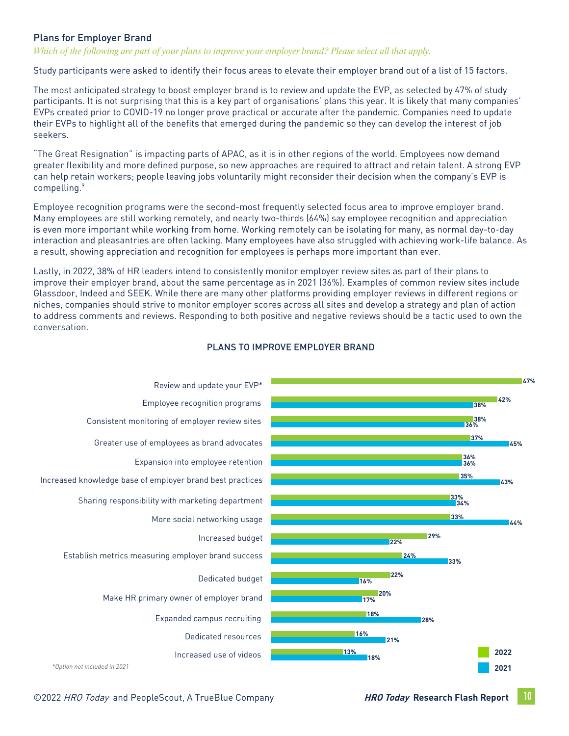## Plans for Employer Brand

*Which of the following are part of your plans to improve your employer brand? Please select all that apply.*

Study participants were asked to identify their focus areas to elevate their employer brand out of a list of 15 factors.

The most anticipated strategy to boost employer brand is to review and update the EVP, as selected by 47% of study participants. It is not surprising that this is a key part of organisations' plans this year. It is likely that many companies' EVPs created prior to COVID-19 no longer prove practical or accurate after the pandemic. Companies need to update their EVPs to highlight all of the benefits that emerged during the pandemic so they can develop the interest of job seekers.

"The Great Resignation" is impacting parts of APAC, as it is in other regions of the world. Employees now demand greater flexibility and more defined purpose, so new approaches are required to attract and retain talent. A strong EVP can help retain workers; people leaving jobs voluntarily might reconsider their decision when the company's EVP is compelling.[9]

Employee recognition programs were the second-most frequently selected focus area to improve employer brand. Many employees are still working remotely, and nearly two-thirds (64%) say employee recognition and appreciation is even more important while working from home. Working remotely can be isolating for many, as normal day-to-day interaction and pleasantries are often lacking. Many employees have also struggled with achieving work-life balance. As a result, showing appreciation and recognition for employees is perhaps more important than ever.

Lastly, in 2022, 38% of HR leaders intend to consistently monitor employer review sites as part of their plans to improve their employer brand, about the same percentage as in 2021 (36%). Examples of common review sites include Glassdoor, Indeed and SEEK. While there are many other platforms providing employer reviews in different regions or niches, companies should strive to monitor employer scores across all sites and develop a strategy and plan of action to address comments and reviews. Responding to both positive and negative reviews should be a tactic used to own the conversation.

### PLANS TO IMPROVE EMPLOYER BRAND

| Plan | 2022 | 2021 |
|---|---|---|
| Review and update your EVP* | 47% | |
| Employee recognition programs | 42% | 38% |
| Consistent monitoring of employer review sites | 38% | 36% |
| Greater use of employees as brand advocates | 37% | 45% |
| Expansion into employee retention | 36% | 36% |
| Increased knowledge base of employer brand best practices | 35% | 43% |
| Sharing responsibility with marketing department | 33% | 34% |
| More social networking usage | 33% | 44% |
| Increased budget | 29% | 22% |
| Establish metrics measuring employer brand success | 24% | 33% |
| Dedicated budget | 22% | 16% |
| Make HR primary owner of employer brand | 20% | 17% |
| Expanded campus recruiting | 18% | 28% |
| Dedicated resources | 16% | 21% |
| Increased use of videos | 13% | 18% |

*Option not included in 2021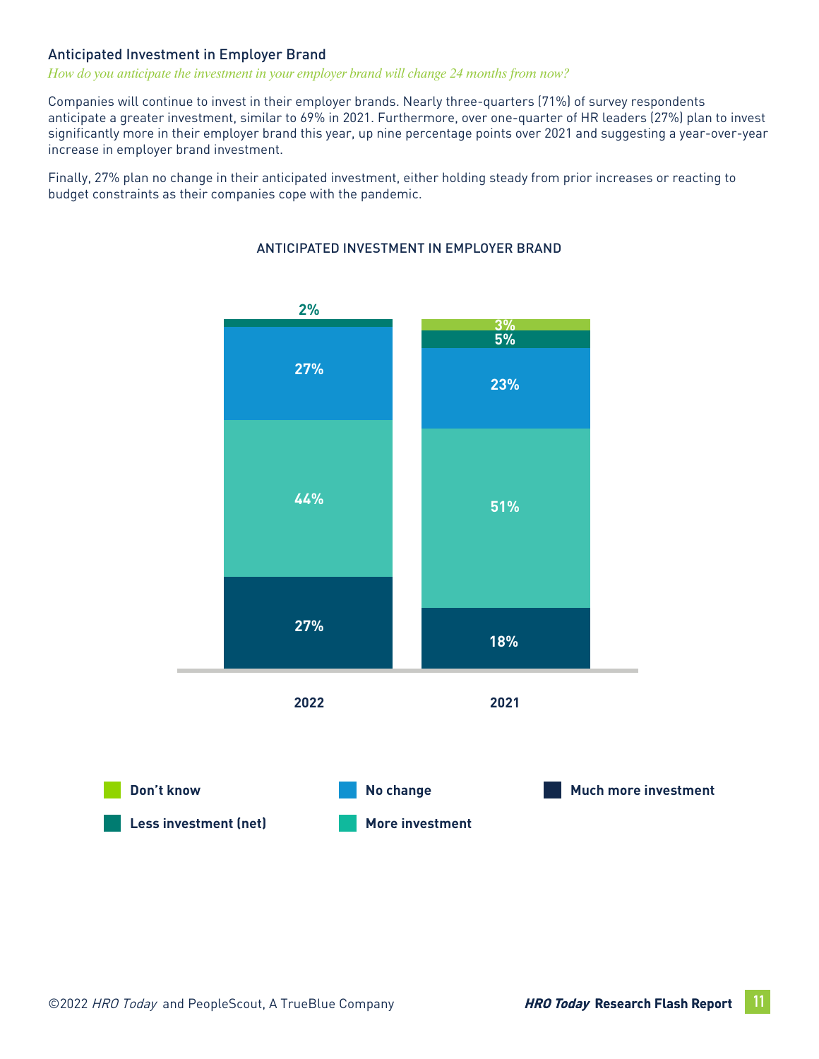## Anticipated Investment in Employer Brand

*How do you anticipate the investment in your employer brand will change 24 months from now?*

Companies will continue to invest in their employer brands. Nearly three-quarters (71%) of survey respondents anticipate a greater investment, similar to 69% in 2021. Furthermore, over one-quarter of HR leaders (27%) plan to invest significantly more in their employer brand this year, up nine percentage points over 2021 and suggesting a year-over-year increase in employer brand investment.

Finally, 27% plan no change in their anticipated investment, either holding steady from prior increases or reacting to budget constraints as their companies cope with the pandemic.

ANTICIPATED INVESTMENT IN EMPLOYER BRAND

| | 2022 | 2021 |
|---|---|---|
| Don't know | | 3% |
| Less investment (net) | 2% | 5% |
| No change | 27% | 23% |
| More investment | 44% | 51% |
| Much more investment | 27% | 18% |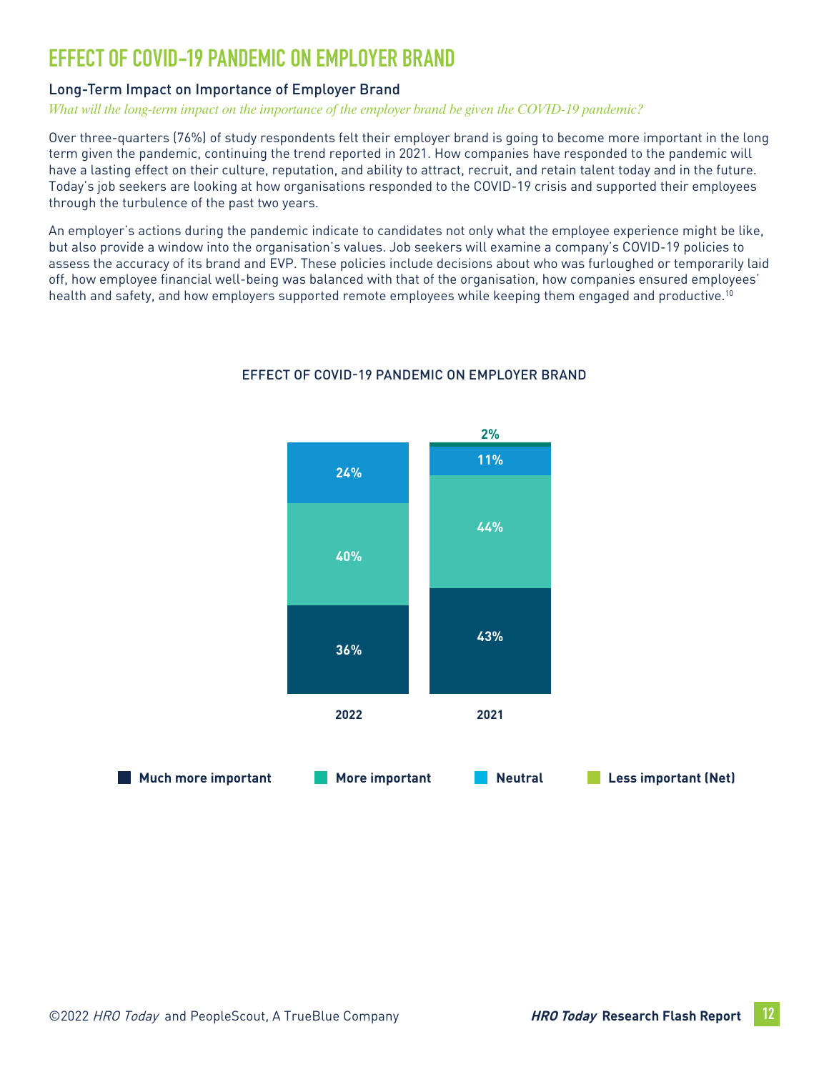# EFFECT OF COVID-19 PANDEMIC ON EMPLOYER BRAND

## Long-Term Impact on Importance of Employer Brand

*What will the long-term impact on the importance of the employer brand be given the COVID-19 pandemic?*

Over three-quarters (76%) of study respondents felt their employer brand is going to become more important in the long term given the pandemic, continuing the trend reported in 2021. How companies have responded to the pandemic will have a lasting effect on their culture, reputation, and ability to attract, recruit, and retain talent today and in the future. Today's job seekers are looking at how organisations responded to the COVID-19 crisis and supported their employees through the turbulence of the past two years.

An employer's actions during the pandemic indicate to candidates not only what the employee experience might be like, but also provide a window into the organisation's values. Job seekers will examine a company's COVID-19 policies to assess the accuracy of its brand and EVP. These policies include decisions about who was furloughed or temporarily laid off, how employee financial well-being was balanced with that of the organisation, how companies ensured employees' health and safety, and how employers supported remote employees while keeping them engaged and productive.[10]

EFFECT OF COVID-19 PANDEMIC ON EMPLOYER BRAND

| | 2022 | 2021 |
|---|---|---|
| Much more important | 36% | 43% |
| More important | 40% | 44% |
| Neutral | 24% | 11% |
| Less important (Net) | | 2% |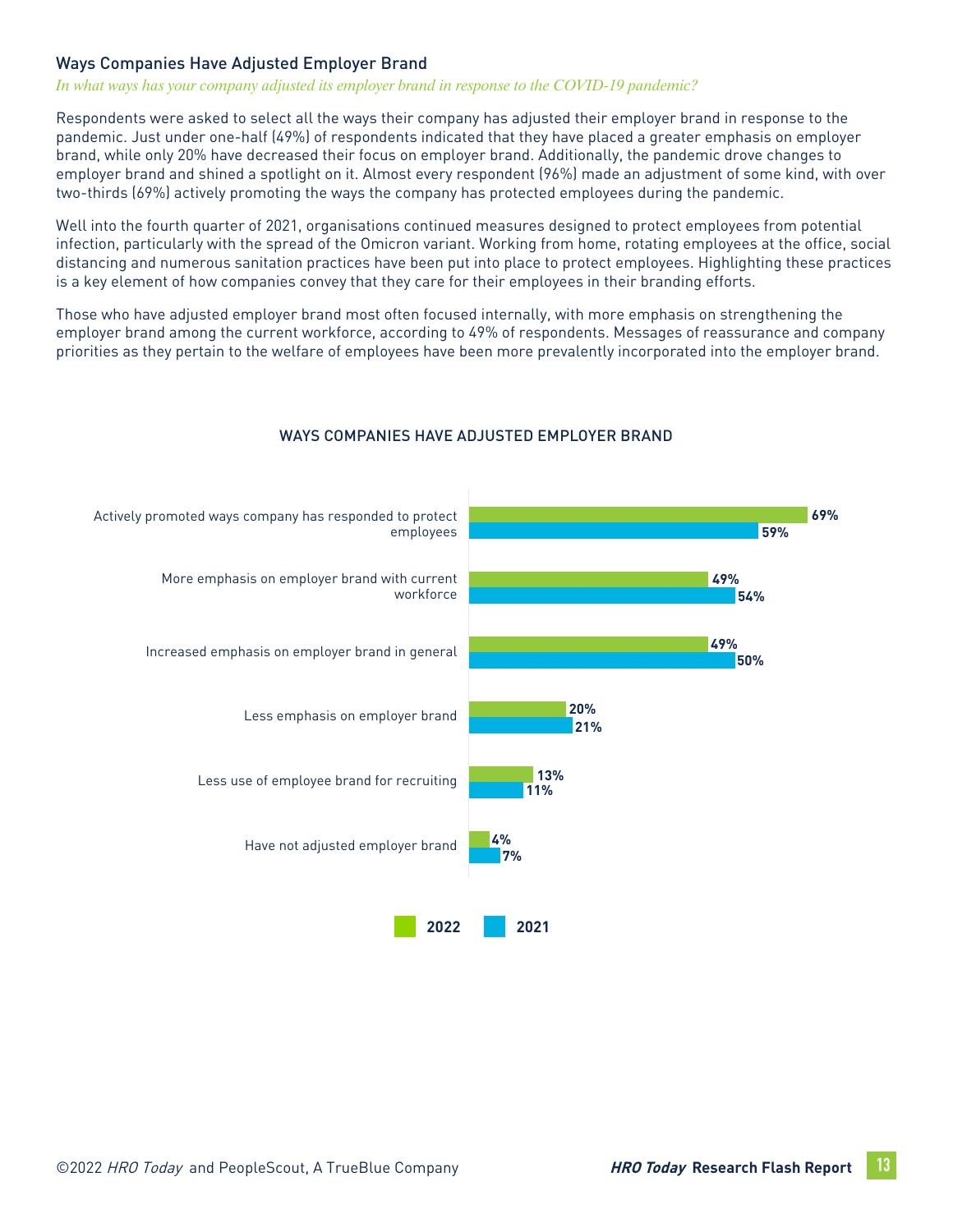## Ways Companies Have Adjusted Employer Brand

*In what ways has your company adjusted its employer brand in response to the COVID-19 pandemic?*

Respondents were asked to select all the ways their company has adjusted their employer brand in response to the pandemic. Just under one-half (49%) of respondents indicated that they have placed a greater emphasis on employer brand, while only 20% have decreased their focus on employer brand. Additionally, the pandemic drove changes to employer brand and shined a spotlight on it. Almost every respondent (96%) made an adjustment of some kind, with over two-thirds (69%) actively promoting the ways the company has protected employees during the pandemic.

Well into the fourth quarter of 2021, organisations continued measures designed to protect employees from potential infection, particularly with the spread of the Omicron variant. Working from home, rotating employees at the office, social distancing and numerous sanitation practices have been put into place to protect employees. Highlighting these practices is a key element of how companies convey that they care for their employees in their branding efforts.

Those who have adjusted employer brand most often focused internally, with more emphasis on strengthening the employer brand among the current workforce, according to 49% of respondents. Messages of reassurance and company priorities as they pertain to the welfare of employees have been more prevalently incorporated into the employer brand.

### WAYS COMPANIES HAVE ADJUSTED EMPLOYER BRAND

| | 2022 | 2021 |
|---|---|---|
| Actively promoted ways company has responded to protect employees | 69% | 59% |
| More emphasis on employer brand with current workforce | 49% | 54% |
| Increased emphasis on employer brand in general | 49% | 50% |
| Less emphasis on employer brand | 20% | 21% |
| Less use of employee brand for recruiting | 13% | 11% |
| Have not adjusted employer brand | 4% | 7% |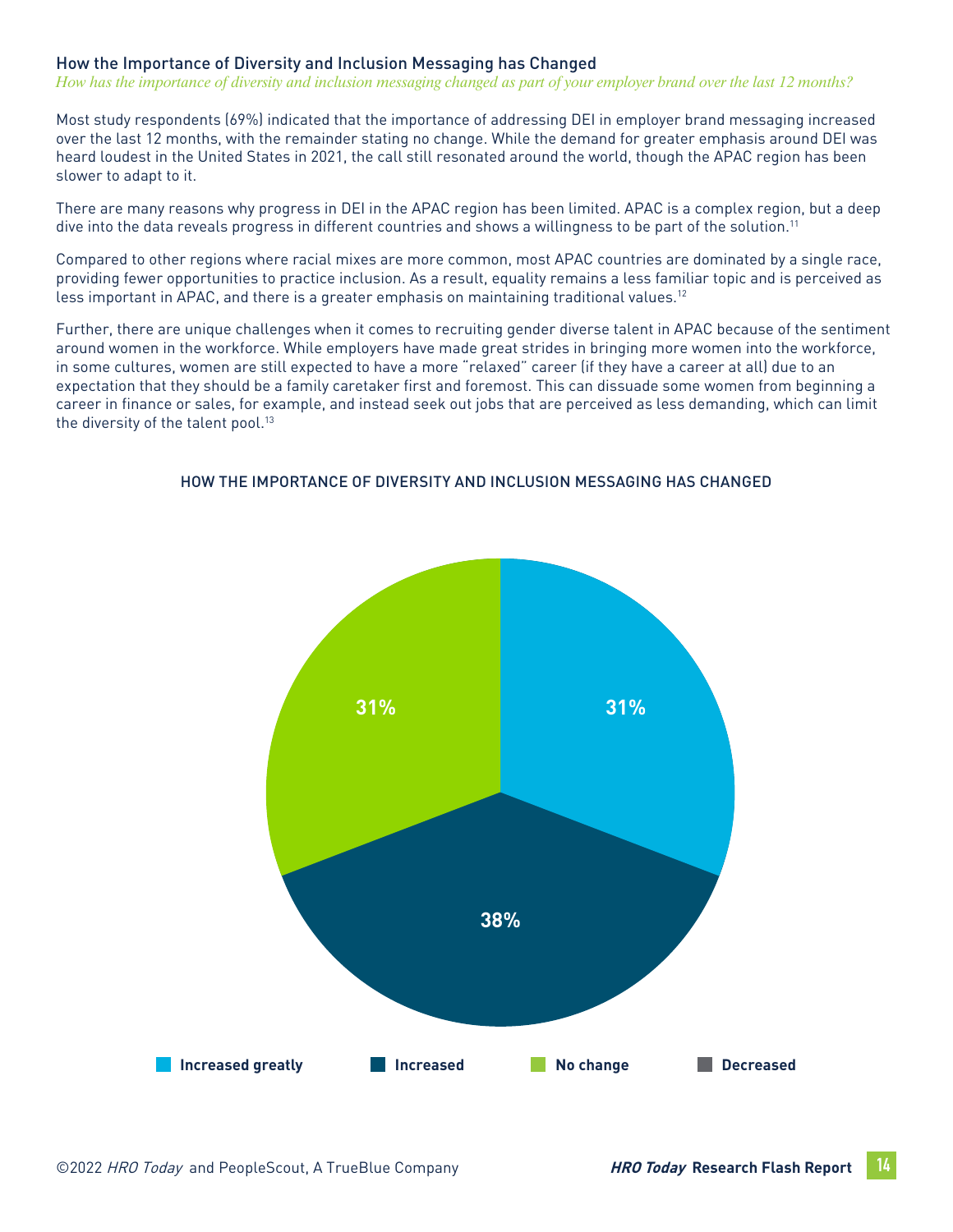## How the Importance of Diversity and Inclusion Messaging has Changed

*How has the importance of diversity and inclusion messaging changed as part of your employer brand over the last 12 months?*

Most study respondents (69%) indicated that the importance of addressing DEI in employer brand messaging increased over the last 12 months, with the remainder stating no change. While the demand for greater emphasis around DEI was heard loudest in the United States in 2021, the call still resonated around the world, though the APAC region has been slower to adapt to it.

There are many reasons why progress in DEI in the APAC region has been limited. APAC is a complex region, but a deep dive into the data reveals progress in different countries and shows a willingness to be part of the solution.[11]

Compared to other regions where racial mixes are more common, most APAC countries are dominated by a single race, providing fewer opportunities to practice inclusion. As a result, equality remains a less familiar topic and is perceived as less important in APAC, and there is a greater emphasis on maintaining traditional values.[12]

Further, there are unique challenges when it comes to recruiting gender diverse talent in APAC because of the sentiment around women in the workforce. While employers have made great strides in bringing more women into the workforce, in some cultures, women are still expected to have a more "relaxed" career (if they have a career at all) due to an expectation that they should be a family caretaker first and foremost. This can dissuade some women from beginning a career in finance or sales, for example, and instead seek out jobs that are perceived as less demanding, which can limit the diversity of the talent pool.[13]

HOW THE IMPORTANCE OF DIVERSITY AND INCLUSION MESSAGING HAS CHANGED

| Response | Percentage |
| --- | --- |
| Increased greatly | 31% |
| Increased | 38% |
| No change | 31% |
| Decreased | |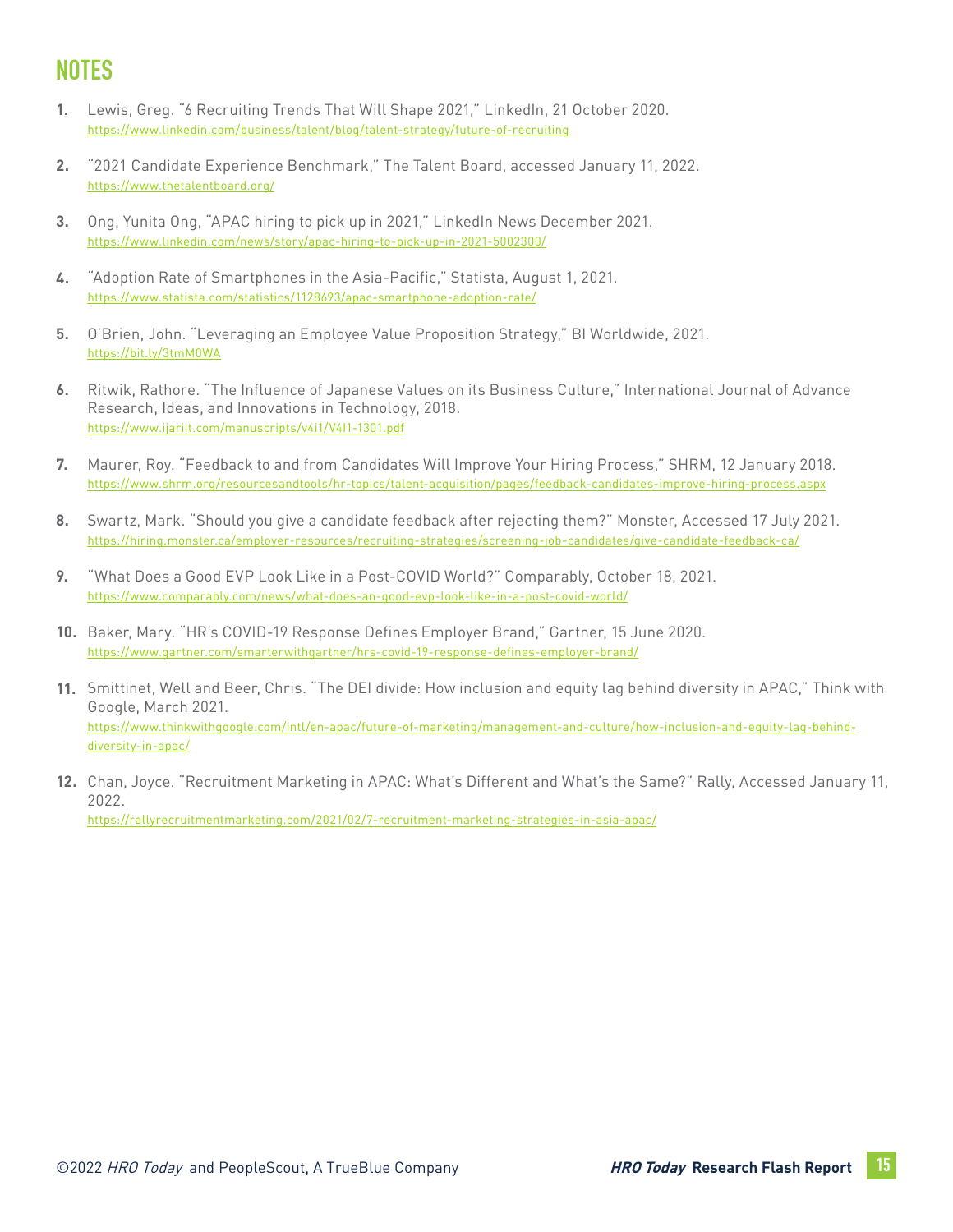# NOTES

1. Lewis, Greg. "6 Recruiting Trends That Will Shape 2021," LinkedIn, 21 October 2020. https://www.linkedin.com/business/talent/blog/talent-strategy/future-of-recruiting

2. "2021 Candidate Experience Benchmark," The Talent Board, accessed January 11, 2022. https://www.thetalentboard.org/

3. Ong, Yunita Ong, "APAC hiring to pick up in 2021," LinkedIn News December 2021. https://www.linkedin.com/news/story/apac-hiring-to-pick-up-in-2021-5002300/

4. "Adoption Rate of Smartphones in the Asia-Pacific," Statista, August 1, 2021. https://www.statista.com/statistics/1128693/apac-smartphone-adoption-rate/

5. O'Brien, John. "Leveraging an Employee Value Proposition Strategy," BI Worldwide, 2021. https://bit.ly/3tmM0WA

6. Ritwik, Rathore. "The Influence of Japanese Values on its Business Culture," International Journal of Advance Research, Ideas, and Innovations in Technology, 2018. https://www.ijariit.com/manuscripts/v4i1/V4I1-1301.pdf

7. Maurer, Roy. "Feedback to and from Candidates Will Improve Your Hiring Process," SHRM, 12 January 2018. https://www.shrm.org/resourcesandtools/hr-topics/talent-acquisition/pages/feedback-candidates-improve-hiring-process.aspx

8. Swartz, Mark. "Should you give a candidate feedback after rejecting them?" Monster, Accessed 17 July 2021. https://hiring.monster.ca/employer-resources/recruiting-strategies/screening-job-candidates/give-candidate-feedback-ca/

9. "What Does a Good EVP Look Like in a Post-COVID World?" Comparably, October 18, 2021. https://www.comparably.com/news/what-does-an-good-evp-look-like-in-a-post-covid-world/

10. Baker, Mary. "HR's COVID-19 Response Defines Employer Brand," Gartner, 15 June 2020. https://www.gartner.com/smarterwithgartner/hrs-covid-19-response-defines-employer-brand/

11. Smittinet, Well and Beer, Chris. "The DEI divide: How inclusion and equity lag behind diversity in APAC," Think with Google, March 2021. https://www.thinkwithgoogle.com/intl/en-apac/future-of-marketing/management-and-culture/how-inclusion-and-equity-lag-behind-diversity-in-apac/

12. Chan, Joyce. "Recruitment Marketing in APAC: What's Different and What's the Same?" Rally, Accessed January 11, 2022. https://rallyrecruitmentmarketing.com/2021/02/7-recruitment-marketing-strategies-in-asia-apac/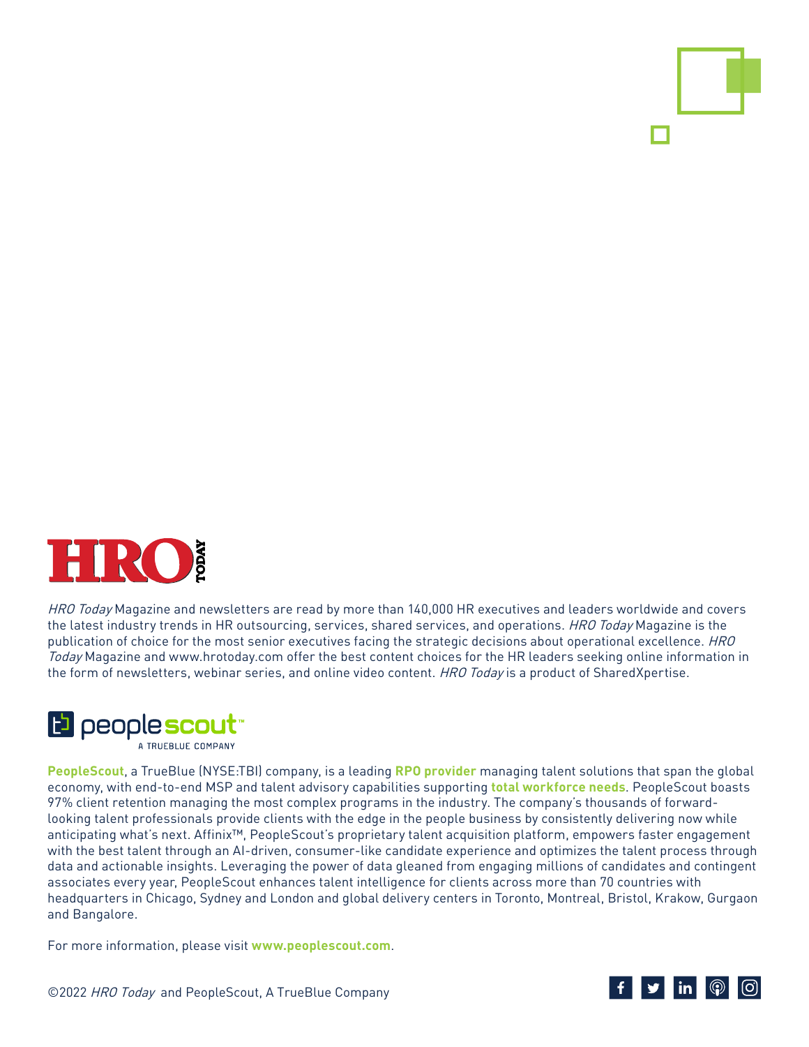*HRO Today* Magazine and newsletters are read by more than 140,000 HR executives and leaders worldwide and covers the latest industry trends in HR outsourcing, services, shared services, and operations. *HRO Today* Magazine is the publication of choice for the most senior executives facing the strategic decisions about operational excellence. *HRO Today* Magazine and www.hrotoday.com offer the best content choices for the HR leaders seeking online information in the form of newsletters, webinar series, and online video content. *HRO Today* is a product of SharedXpertise.

**PeopleScout**, a TrueBlue (NYSE:TBI) company, is a leading **RPO provider** managing talent solutions that span the global economy, with end-to-end MSP and talent advisory capabilities supporting **total workforce needs**. PeopleScout boasts 97% client retention managing the most complex programs in the industry. The company's thousands of forward-looking talent professionals provide clients with the edge in the people business by consistently delivering now while anticipating what's next. Affinix™, PeopleScout's proprietary talent acquisition platform, empowers faster engagement with the best talent through an AI-driven, consumer-like candidate experience and optimizes the talent process through data and actionable insights. Leveraging the power of data gleaned from engaging millions of candidates and contingent associates every year, PeopleScout enhances talent intelligence for clients across more than 70 countries with headquarters in Chicago, Sydney and London and global delivery centers in Toronto, Montreal, Bristol, Krakow, Gurgaon and Bangalore.

For more information, please visit **www.peoplescout.com**.

©2022 *HRO Today* and PeopleScout, A TrueBlue Company